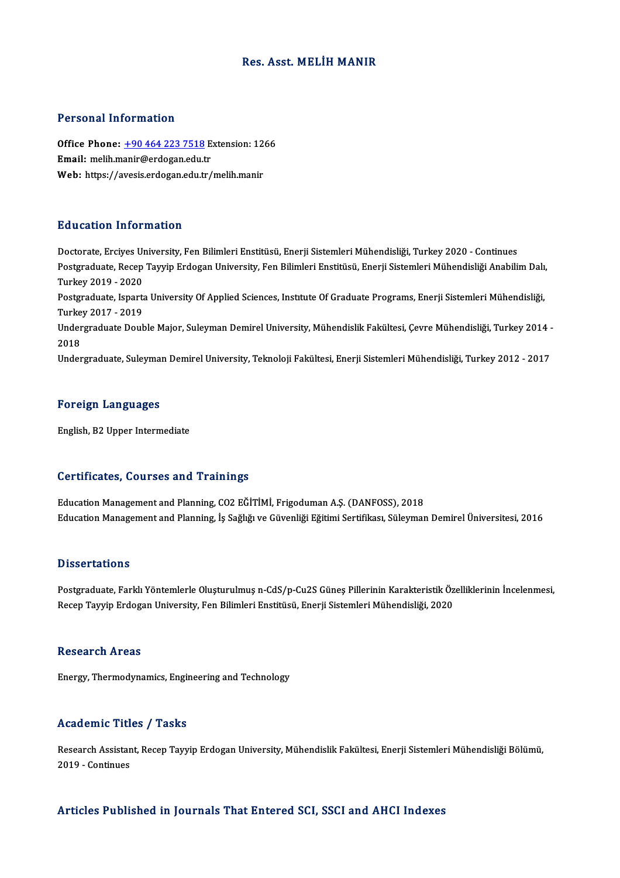# Res. Asst. MELİH MANIR

## Personal Information

**Office Phone:** +90 464 223 7518 Extension: 1266
**Email:** melih.manir@erdogan.edu.tr
**Web:** https://avesis.erdogan.edu.tr/melih.manir

## Education Information

Doctorate, Erciyes University, Fen Bilimleri Enstitüsü, Enerji Sistemleri Mühendisliği, Turkey 2020 - Continues
Postgraduate, Recep Tayyip Erdogan University, Fen Bilimleri Enstitüsü, Enerji Sistemleri Mühendisliği Anabilim Dalı, Turkey 2019 - 2020
Postgraduate, Isparta University Of Applied Sciences, Institute Of Graduate Programs, Enerji Sistemleri Mühendisliği, Turkey 2017 - 2019
Undergraduate Double Major, Suleyman Demirel University, Mühendislik Fakültesi, Çevre Mühendisliği, Turkey 2014 - 2018
Undergraduate, Suleyman Demirel University, Teknoloji Fakültesi, Enerji Sistemleri Mühendisliği, Turkey 2012 - 2017

## Foreign Languages

English, B2 Upper Intermediate

## Certificates, Courses and Trainings

Education Management and Planning, CO2 EĞİTİMİ, Frigoduman A.Ş. (DANFOSS), 2018
Education Management and Planning, İş Sağlığı ve Güvenliği Eğitimi Sertifikası, Süleyman Demirel Üniversitesi, 2016

## Dissertations

Postgraduate, Farklı Yöntemlerle Oluşturulmuş n-CdS/p-Cu2S Güneş Pillerinin Karakteristik Özelliklerinin İncelenmesi, Recep Tayyip Erdogan University, Fen Bilimleri Enstitüsü, Enerji Sistemleri Mühendisliği, 2020

## Research Areas

Energy, Thermodynamics, Engineering and Technology

## Academic Titles / Tasks

Research Assistant, Recep Tayyip Erdogan University, Mühendislik Fakültesi, Enerji Sistemleri Mühendisliği Bölümü, 2019 - Continues

## Articles Published in Journals That Entered SCI, SSCI and AHCI Indexes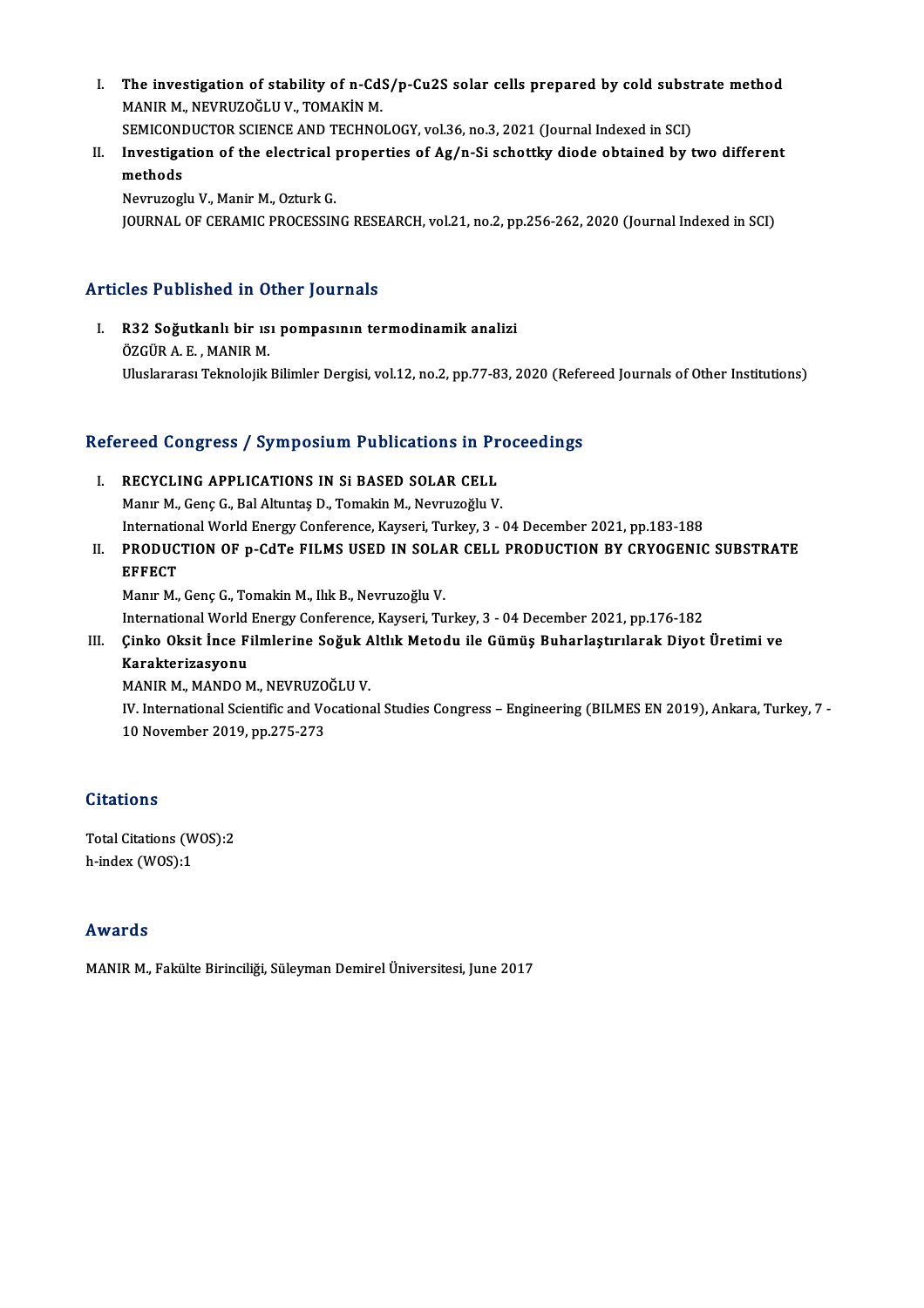I. **The investigation of stability of n-CdS/p-Cu2S solar cells prepared by cold substrate method**
   MANIR M., NEVRUZOĞLU V., TOMAKİN M.
   SEMICONDUCTOR SCIENCE AND TECHNOLOGY, vol.36, no.3, 2021 (Journal Indexed in SCI)

II. **Investigation of the electrical properties of Ag/n-Si schottky diode obtained by two different methods**
   Nevruzoglu V., Manir M., Ozturk G.
   JOURNAL OF CERAMIC PROCESSING RESEARCH, vol.21, no.2, pp.256-262, 2020 (Journal Indexed in SCI)

## Articles Published in Other Journals

I. **R32 Soğutkanlı bir ısı pompasının termodinamik analizi**
   ÖZGÜR A. E. , MANIR M.
   Uluslararası Teknolojik Bilimler Dergisi, vol.12, no.2, pp.77-83, 2020 (Refereed Journals of Other Institutions)

## Refereed Congress / Symposium Publications in Proceedings

I. **RECYCLING APPLICATIONS IN Si BASED SOLAR CELL**
   Manır M., Genç G., Bal Altuntaş D., Tomakin M., Nevruzoğlu V.
   International World Energy Conference, Kayseri, Turkey, 3 - 04 December 2021, pp.183-188

II. **PRODUCTION OF p-CdTe FILMS USED IN SOLAR CELL PRODUCTION BY CRYOGENIC SUBSTRATE EFFECT**
   Manır M., Genç G., Tomakin M., Ilık B., Nevruzoğlu V.
   International World Energy Conference, Kayseri, Turkey, 3 - 04 December 2021, pp.176-182

III. **Çinko Oksit İnce Filmlerine Soğuk Altlık Metodu ile Gümüş Buharlaştırılarak Diyot Üretimi ve Karakterizasyonu**
   MANIR M., MANDO M., NEVRUZOĞLU V.
   IV. International Scientific and Vocational Studies Congress – Engineering (BILMES EN 2019), Ankara, Turkey, 7 - 10 November 2019, pp.275-273

## Citations

Total Citations (WOS):2
h-index (WOS):1

## Awards

MANIR M., Fakülte Birinciliği, Süleyman Demirel Üniversitesi, June 2017